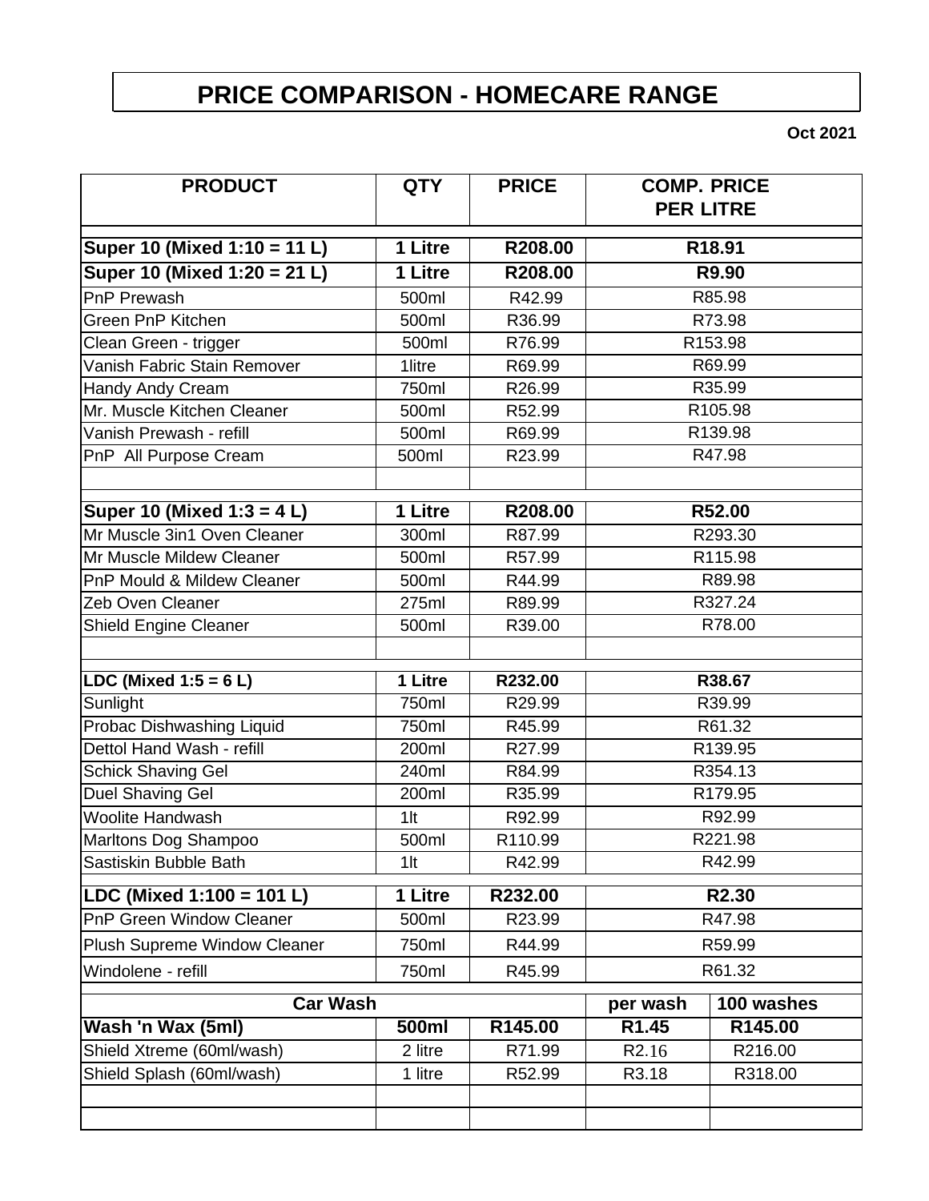# PRICE COMPARISON - HOMECARE RANGE

**Oct 2021**

| PRODUCT | QTY | PRICE | COMP. PRICE PER LITRE | |
|---|---|---|---|---|
| **Super 10 (Mixed 1:10 = 11 L)** | **1 Litre** | **R208.00** | **R18.91** | |
| **Super 10 (Mixed 1:20 = 21 L)** | **1 Litre** | **R208.00** | **R9.90** | |
| PnP Prewash | 500ml | R42.99 | R85.98 | |
| Green PnP Kitchen | 500ml | R36.99 | R73.98 | |
| Clean Green - trigger | 500ml | R76.99 | R153.98 | |
| Vanish Fabric Stain Remover | 1litre | R69.99 | R69.99 | |
| Handy Andy Cream | 750ml | R26.99 | R35.99 | |
| Mr. Muscle Kitchen Cleaner | 500ml | R52.99 | R105.98 | |
| Vanish Prewash - refill | 500ml | R69.99 | R139.98 | |
| PnP All Purpose Cream | 500ml | R23.99 | R47.98 | |
| | | | | |
| **Super 10 (Mixed 1:3 = 4 L)** | **1 Litre** | **R208.00** | **R52.00** | |
| Mr Muscle 3in1 Oven Cleaner | 300ml | R87.99 | R293.30 | |
| Mr Muscle Mildew Cleaner | 500ml | R57.99 | R115.98 | |
| PnP Mould & Mildew Cleaner | 500ml | R44.99 | R89.98 | |
| Zeb Oven Cleaner | 275ml | R89.99 | R327.24 | |
| Shield Engine Cleaner | 500ml | R39.00 | R78.00 | |
| | | | | |
| **LDC (Mixed 1:5 = 6 L)** | **1 Litre** | **R232.00** | **R38.67** | |
| Sunlight | 750ml | R29.99 | R39.99 | |
| Probac Dishwashing Liquid | 750ml | R45.99 | R61.32 | |
| Dettol Hand Wash - refill | 200ml | R27.99 | R139.95 | |
| Schick Shaving Gel | 240ml | R84.99 | R354.13 | |
| Duel Shaving Gel | 200ml | R35.99 | R179.95 | |
| Woolite Handwash | 1lt | R92.99 | R92.99 | |
| Marltons Dog Shampoo | 500ml | R110.99 | R221.98 | |
| Sastiskin Bubble Bath | 1lt | R42.99 | R42.99 | |
| **LDC (Mixed 1:100 = 101 L)** | **1 Litre** | **R232.00** | **R2.30** | |
| PnP Green Window Cleaner | 500ml | R23.99 | R47.98 | |
| Plush Supreme Window Cleaner | 750ml | R44.99 | R59.99 | |
| Windolene - refill | 750ml | R45.99 | R61.32 | |
| **Car Wash** | | | **per wash** | **100 washes** |
| **Wash 'n Wax (5ml)** | **500ml** | **R145.00** | **R1.45** | **R145.00** |
| Shield Xtreme (60ml/wash) | 2 litre | R71.99 | R2.16 | R216.00 |
| Shield Splash (60ml/wash) | 1 litre | R52.99 | R3.18 | R318.00 |
| | | | | |
| | | | | |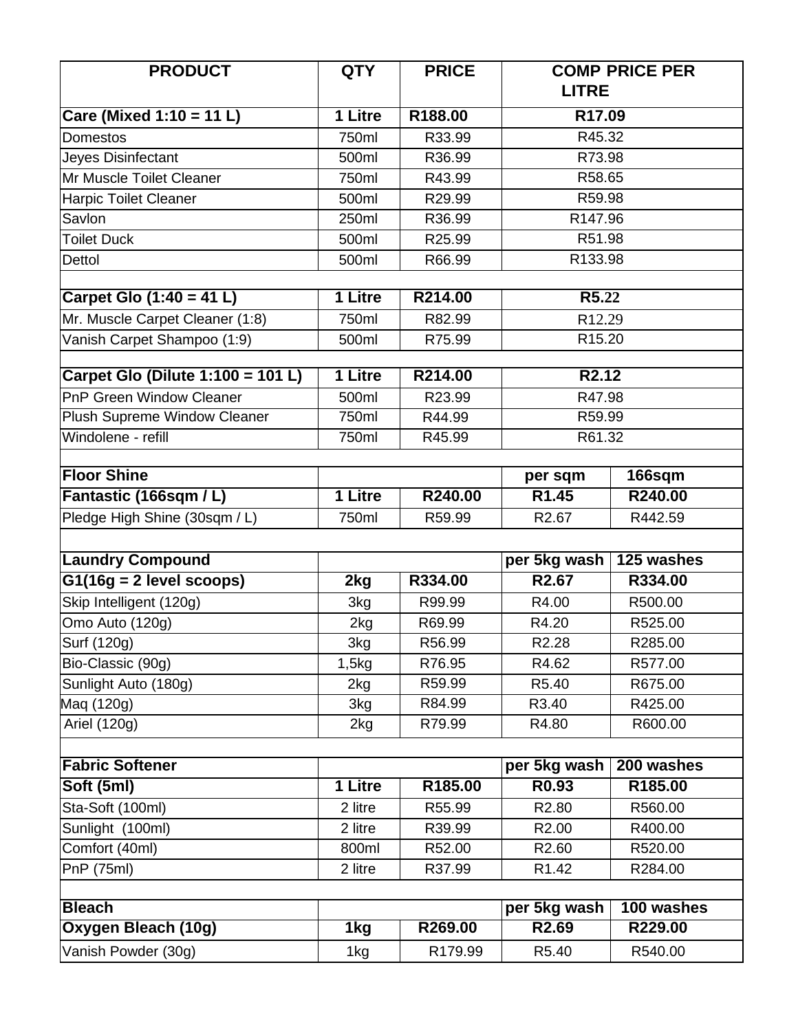| PRODUCT | QTY | PRICE | COMP PRICE PER LITRE | |
|---|---|---|---|---|
| **Care (Mixed 1:10 = 11 L)** | **1 Litre** | **R188.00** | **R17.09** | |
| Domestos | 750ml | R33.99 | R45.32 | |
| Jeyes Disinfectant | 500ml | R36.99 | R73.98 | |
| Mr Muscle Toilet Cleaner | 750ml | R43.99 | R58.65 | |
| Harpic Toilet Cleaner | 500ml | R29.99 | R59.98 | |
| Savlon | 250ml | R36.99 | R147.96 | |
| Toilet Duck | 500ml | R25.99 | R51.98 | |
| Dettol | 500ml | R66.99 | R133.98 | |
| | | | | |
| **Carpet Glo (1:40 = 41 L)** | **1 Litre** | **R214.00** | **R5.22** | |
| Mr. Muscle Carpet Cleaner (1:8) | 750ml | R82.99 | R12.29 | |
| Vanish Carpet Shampoo (1:9) | 500ml | R75.99 | R15.20 | |
| | | | | |
| **Carpet Glo (Dilute 1:100 = 101 L)** | **1 Litre** | **R214.00** | **R2.12** | |
| PnP Green Window Cleaner | 500ml | R23.99 | R47.98 | |
| Plush Supreme Window Cleaner | 750ml | R44.99 | R59.99 | |
| Windolene - refill | 750ml | R45.99 | R61.32 | |
| | | | | |
| **Floor Shine** | | | **per sqm** | **166sqm** |
| **Fantastic (166sqm / L)** | **1 Litre** | **R240.00** | **R1.45** | **R240.00** |
| Pledge High Shine (30sqm / L) | 750ml | R59.99 | R2.67 | R442.59 |
| | | | | |
| **Laundry Compound** | | | **per 5kg wash** | **125 washes** |
| **G1(16g = 2 level scoops)** | **2kg** | **R334.00** | **R2.67** | **R334.00** |
| Skip Intelligent (120g) | 3kg | R99.99 | R4.00 | R500.00 |
| Omo Auto (120g) | 2kg | R69.99 | R4.20 | R525.00 |
| Surf (120g) | 3kg | R56.99 | R2.28 | R285.00 |
| Bio-Classic (90g) | 1,5kg | R76.95 | R4.62 | R577.00 |
| Sunlight Auto (180g) | 2kg | R59.99 | R5.40 | R675.00 |
| Maq (120g) | 3kg | R84.99 | R3.40 | R425.00 |
| Ariel (120g) | 2kg | R79.99 | R4.80 | R600.00 |
| | | | | |
| **Fabric Softener** | | | **per 5kg wash** | **200 washes** |
| **Soft (5ml)** | **1 Litre** | **R185.00** | **R0.93** | **R185.00** |
| Sta-Soft (100ml) | 2 litre | R55.99 | R2.80 | R560.00 |
| Sunlight (100ml) | 2 litre | R39.99 | R2.00 | R400.00 |
| Comfort (40ml) | 800ml | R52.00 | R2.60 | R520.00 |
| PnP (75ml) | 2 litre | R37.99 | R1.42 | R284.00 |
| | | | | |
| **Bleach** | | | **per 5kg wash** | **100 washes** |
| **Oxygen Bleach (10g)** | **1kg** | **R269.00** | **R2.69** | **R229.00** |
| Vanish Powder (30g) | 1kg | R179.99 | R5.40 | R540.00 |